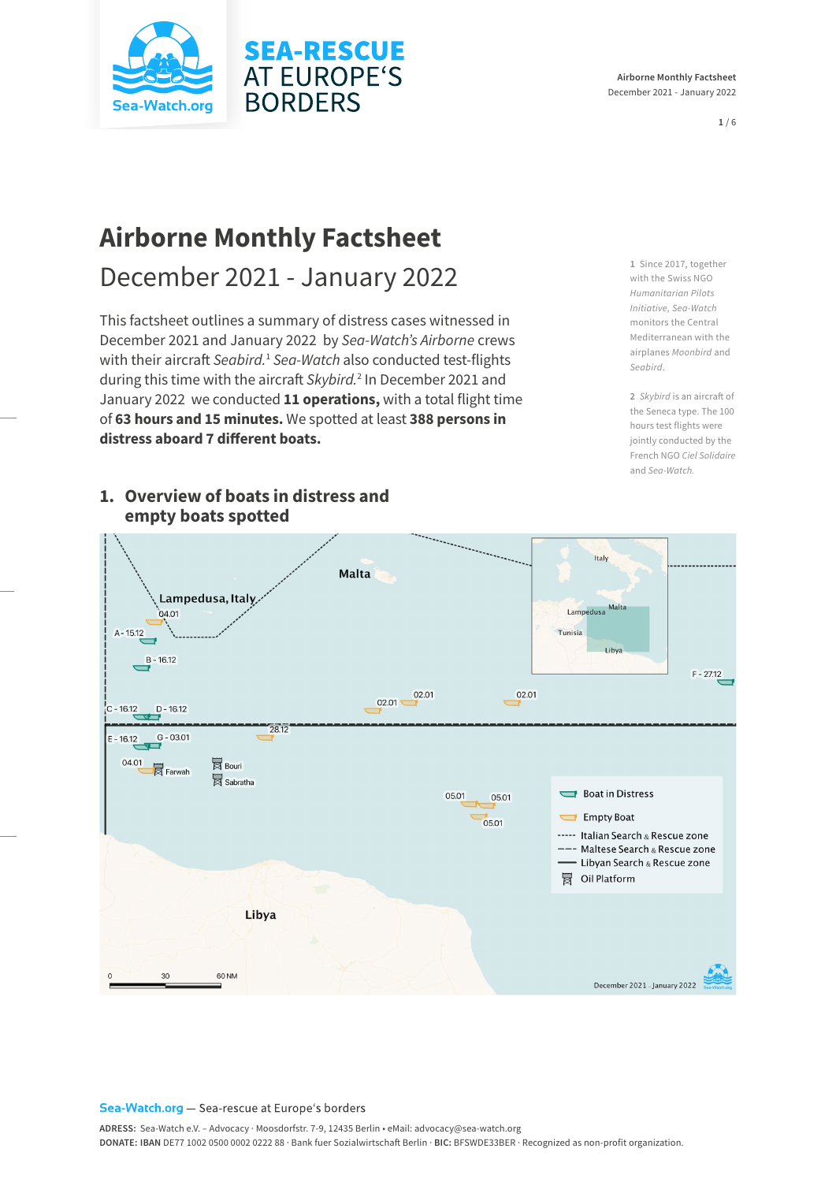# Airborne Monthly Factsheet

## December 2021 - January 2022

This factsheet outlines a summary of distress cases witnessed in December 2021 and January 2022 by *Sea-Watch's Airborne* crews with their aircraft *Seabird.*[1] *Sea-Watch* also conducted test-flights during this time with the aircraft *Skybird.*[2] In December 2021 and January 2022 we conducted **11 operations,** with a total flight time of **63 hours and 15 minutes.** We spotted at least **388 persons in distress aboard 7 different boats.**

1 Since 2017, together with the Swiss NGO *Humanitarian Pilots Initiative, Sea-Watch* monitors the Central Mediterranean with the airplanes *Moonbird* and *Seabird*.

2 *Skybird* is an aircraft of the Seneca type. The 100 hours test flights were jointly conducted by the French NGO *Ciel Solidaire* and *Sea-Watch*.

## 1. Overview of boats in distress and empty boats spotted

Malta
Lampedusa, Italy
04.01
A - 15.12
B - 16.12
C - 16.12
D - 16.12
E - 16.12
G - 03.01
F - 27.12
02.01
02.01
02.01
28.12
04.01
Farwah
Bouri
Sabratha
05.01
05.01
05.01
Libya

Italy
Malta
Lampedusa
Tunisia
Libya

Boat in Distress
Empty Boat
Italian Search & Rescue zone
Maltese Search & Rescue zone
Libyan Search & Rescue zone
Oil Platform

0 30 60 NM

December 2021 - January 2022

**Sea-Watch.org** — Sea-rescue at Europe's borders

**ADRESS:** Sea-Watch e.V. – Advocacy · Moosdorfstr. 7-9, 12435 Berlin • eMail: advocacy@sea-watch.org
**DONATE: IBAN** DE77 1002 0500 0002 0222 88 · Bank fuer Sozialwirtschaft Berlin · **BIC:** BFSWDE33BER · Recognized as non-profit organization.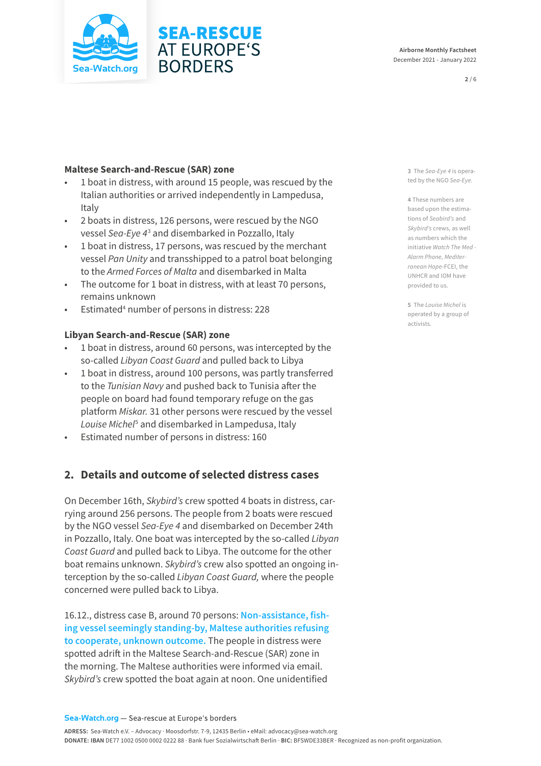### Maltese Search-and-Rescue (SAR) zone

- 1 boat in distress, with around 15 people, was rescued by the Italian authorities or arrived independently in Lampedusa, Italy
- 2 boats in distress, 126 persons, were rescued by the NGO vessel *Sea-Eye 4*[3] and disembarked in Pozzallo, Italy
- 1 boat in distress, 17 persons, was rescued by the merchant vessel *Pan Unity* and transshipped to a patrol boat belonging to the *Armed Forces of Malta* and disembarked in Malta
- The outcome for 1 boat in distress, with at least 70 persons, remains unknown
- Estimated[4] number of persons in distress: 228

### Libyan Search-and-Rescue (SAR) zone

- 1 boat in distress, around 60 persons, was intercepted by the so-called *Libyan Coast Guard* and pulled back to Libya
- 1 boat in distress, around 100 persons, was partly transferred to the *Tunisian Navy* and pushed back to Tunisia after the people on board had found temporary refuge on the gas platform *Miskar.* 31 other persons were rescued by the vessel *Louise Michel*[5] and disembarked in Lampedusa, Italy
- Estimated number of persons in distress: 160

## 2. Details and outcome of selected distress cases

On December 16th, *Skybird's* crew spotted 4 boats in distress, carrying around 256 persons. The people from 2 boats were rescued by the NGO vessel *Sea-Eye 4* and disembarked on December 24th in Pozzallo, Italy. One boat was intercepted by the so-called *Libyan Coast Guard* and pulled back to Libya. The outcome for the other boat remains unknown. *Skybird's* crew also spotted an ongoing interception by the so-called *Libyan Coast Guard,* where the people concerned were pulled back to Libya.

16.12., distress case B, around 70 persons: **Non-assistance, fishing vessel seemingly standing-by, Maltese authorities refusing to cooperate, unknown outcome.** The people in distress were spotted adrift in the Maltese Search-and-Rescue (SAR) zone in the morning. The Maltese authorities were informed via email. *Skybird's* crew spotted the boat again at noon. One unidentified

---

[3] The *Sea-Eye 4* is operated by the NGO *Sea-Eye.*

[4] These numbers are based upon the estimations of *Seabird's* and *Skybird's* crews, as well as numbers which the initiative *Watch The Med - Alarm Phone*, *Mediterranean Hope*-FCEI, the UNHCR and IOM have provided to us.

[5] The *Louise Michel* is operated by a group of activists.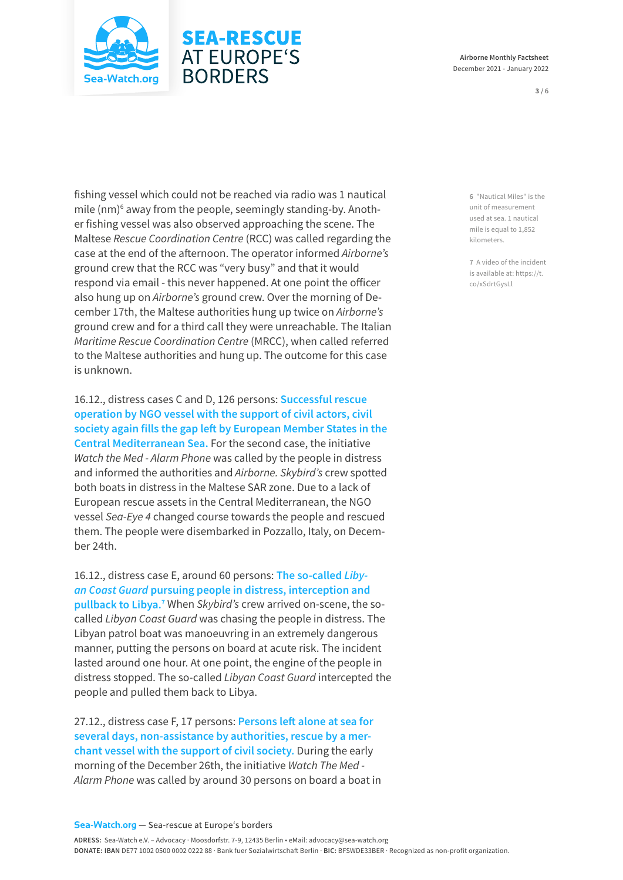fishing vessel which could not be reached via radio was 1 nautical mile (nm)[6] away from the people, seemingly standing-by. Another fishing vessel was also observed approaching the scene. The Maltese *Rescue Coordination Centre* (RCC) was called regarding the case at the end of the afternoon. The operator informed *Airborne's* ground crew that the RCC was "very busy" and that it would respond via email - this never happened. At one point the officer also hung up on *Airborne's* ground crew. Over the morning of December 17th, the Maltese authorities hung up twice on *Airborne's* ground crew and for a third call they were unreachable. The Italian *Maritime Rescue Coordination Centre* (MRCC), when called referred to the Maltese authorities and hung up. The outcome for this case is unknown.

16.12., distress cases C and D, 126 persons: **Successful rescue operation by NGO vessel with the support of civil actors, civil society again fills the gap left by European Member States in the Central Mediterranean Sea.** For the second case, the initiative *Watch the Med - Alarm Phone* was called by the people in distress and informed the authorities and *Airborne. Skybird's* crew spotted both boats in distress in the Maltese SAR zone. Due to a lack of European rescue assets in the Central Mediterranean, the NGO vessel *Sea-Eye 4* changed course towards the people and rescued them. The people were disembarked in Pozzallo, Italy, on December 24th.

16.12., distress case E, around 60 persons: **The so-called *Libyan Coast Guard* pursuing people in distress, interception and pullback to Libya.**[7] When *Skybird's* crew arrived on-scene, the so-called *Libyan Coast Guard* was chasing the people in distress. The Libyan patrol boat was manoeuvring in an extremely dangerous manner, putting the persons on board at acute risk. The incident lasted around one hour. At one point, the engine of the people in distress stopped. The so-called *Libyan Coast Guard* intercepted the people and pulled them back to Libya.

27.12., distress case F, 17 persons: **Persons left alone at sea for several days, non-assistance by authorities, rescue by a merchant vessel with the support of civil society.** During the early morning of the December 26th, the initiative *Watch The Med - Alarm Phone* was called by around 30 persons on board a boat in

---

6 "Nautical Miles" is the unit of measurement used at sea. 1 nautical mile is equal to 1,852 kilometers.

7 A video of the incident is available at: https://t.co/xSdrtGysLl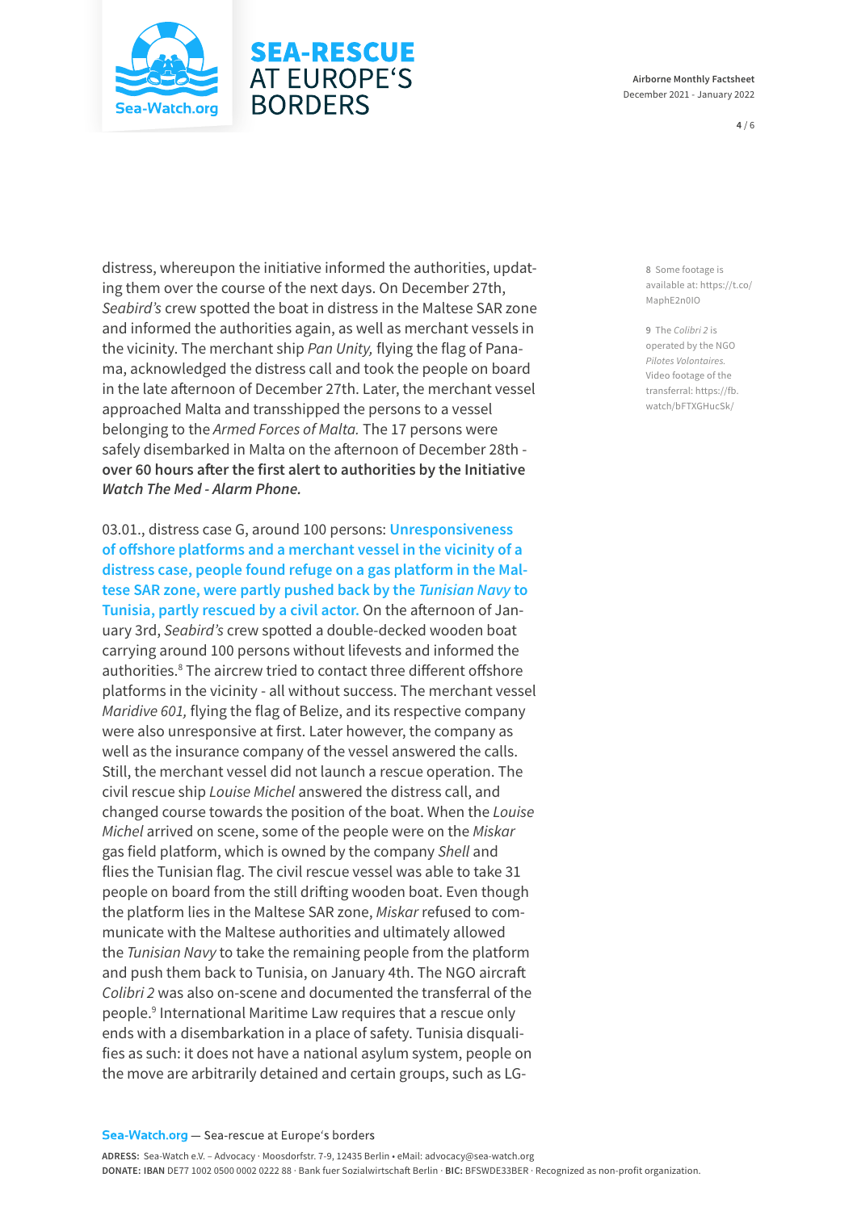distress, whereupon the initiative informed the authorities, updating them over the course of the next days. On December 27th, *Seabird's* crew spotted the boat in distress in the Maltese SAR zone and informed the authorities again, as well as merchant vessels in the vicinity. The merchant ship *Pan Unity,* flying the flag of Panama, acknowledged the distress call and took the people on board in the late afternoon of December 27th. Later, the merchant vessel approached Malta and transshipped the persons to a vessel belonging to the *Armed Forces of Malta.* The 17 persons were safely disembarked in Malta on the afternoon of December 28th - **over 60 hours after the first alert to authorities by the Initiative *Watch The Med - Alarm Phone.***

03.01., distress case G, around 100 persons: **Unresponsiveness of offshore platforms and a merchant vessel in the vicinity of a distress case, people found refuge on a gas platform in the Maltese SAR zone, were partly pushed back by the *Tunisian Navy* to Tunisia, partly rescued by a civil actor.** On the afternoon of January 3rd, *Seabird's* crew spotted a double-decked wooden boat carrying around 100 persons without lifevests and informed the authorities.[8] The aircrew tried to contact three different offshore platforms in the vicinity - all without success. The merchant vessel *Maridive 601,* flying the flag of Belize, and its respective company were also unresponsive at first. Later however, the company as well as the insurance company of the vessel answered the calls. Still, the merchant vessel did not launch a rescue operation. The civil rescue ship *Louise Michel* answered the distress call, and changed course towards the position of the boat. When the *Louise Michel* arrived on scene, some of the people were on the *Miskar* gas field platform, which is owned by the company *Shell* and flies the Tunisian flag. The civil rescue vessel was able to take 31 people on board from the still drifting wooden boat. Even though the platform lies in the Maltese SAR zone, *Miskar* refused to communicate with the Maltese authorities and ultimately allowed the *Tunisian Navy* to take the remaining people from the platform and push them back to Tunisia, on January 4th. The NGO aircraft *Colibri 2* was also on-scene and documented the transferral of the people.[9] International Maritime Law requires that a rescue only ends with a disembarkation in a place of safety. Tunisia disqualifies as such: it does not have a national asylum system, people on the move are arbitrarily detained and certain groups, such as LG-

8 Some footage is available at: https://t.co/MaphE2n0IO

9 The *Colibri 2* is operated by the NGO *Pilotes Volontaires.* Video footage of the transferral: https://fb.watch/bFTXGHucSk/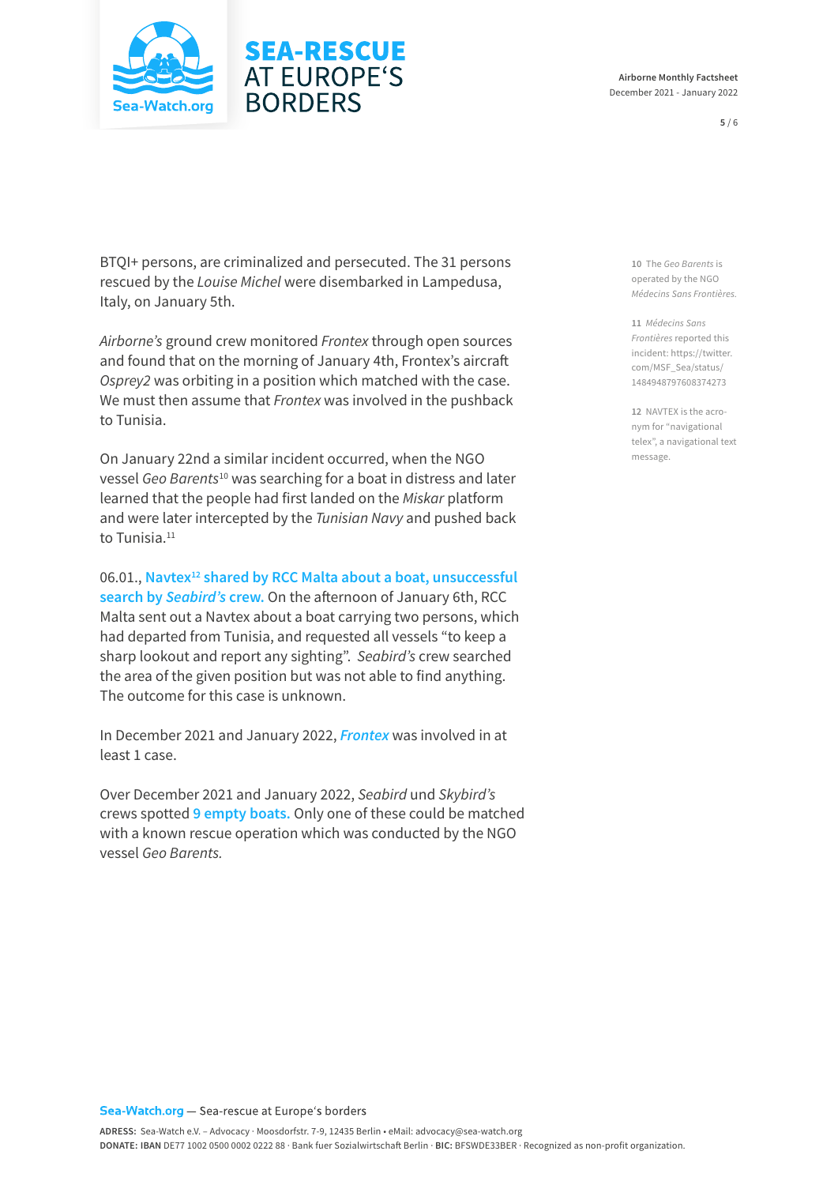BTQI+ persons, are criminalized and persecuted. The 31 persons rescued by the *Louise Michel* were disembarked in Lampedusa, Italy, on January 5th.

*Airborne's* ground crew monitored *Frontex* through open sources and found that on the morning of January 4th, Frontex's aircraft *Osprey2* was orbiting in a position which matched with the case. We must then assume that *Frontex* was involved in the pushback to Tunisia.

On January 22nd a similar incident occurred, when the NGO vessel *Geo Barents*[10] was searching for a boat in distress and later learned that the people had first landed on the *Miskar* platform and were later intercepted by the *Tunisian Navy* and pushed back to Tunisia.[11]

06.01., **Navtex[12] shared by RCC Malta about a boat, unsuccessful search by *Seabird's* crew.** On the afternoon of January 6th, RCC Malta sent out a Navtex about a boat carrying two persons, which had departed from Tunisia, and requested all vessels "to keep a sharp lookout and report any sighting". *Seabird's* crew searched the area of the given position but was not able to find anything. The outcome for this case is unknown.

In December 2021 and January 2022, ***Frontex*** was involved in at least 1 case.

Over December 2021 and January 2022, *Seabird* und *Skybird's* crews spotted **9 empty boats.** Only one of these could be matched with a known rescue operation which was conducted by the NGO vessel *Geo Barents.*

---

10 The *Geo Barents* is operated by the NGO *Médecins Sans Frontières.*

11 *Médecins Sans Frontières* reported this incident: https://twitter.com/MSF_Sea/status/1484948797608374273

12 NAVTEX is the acronym for "navigational telex", a navigational text message.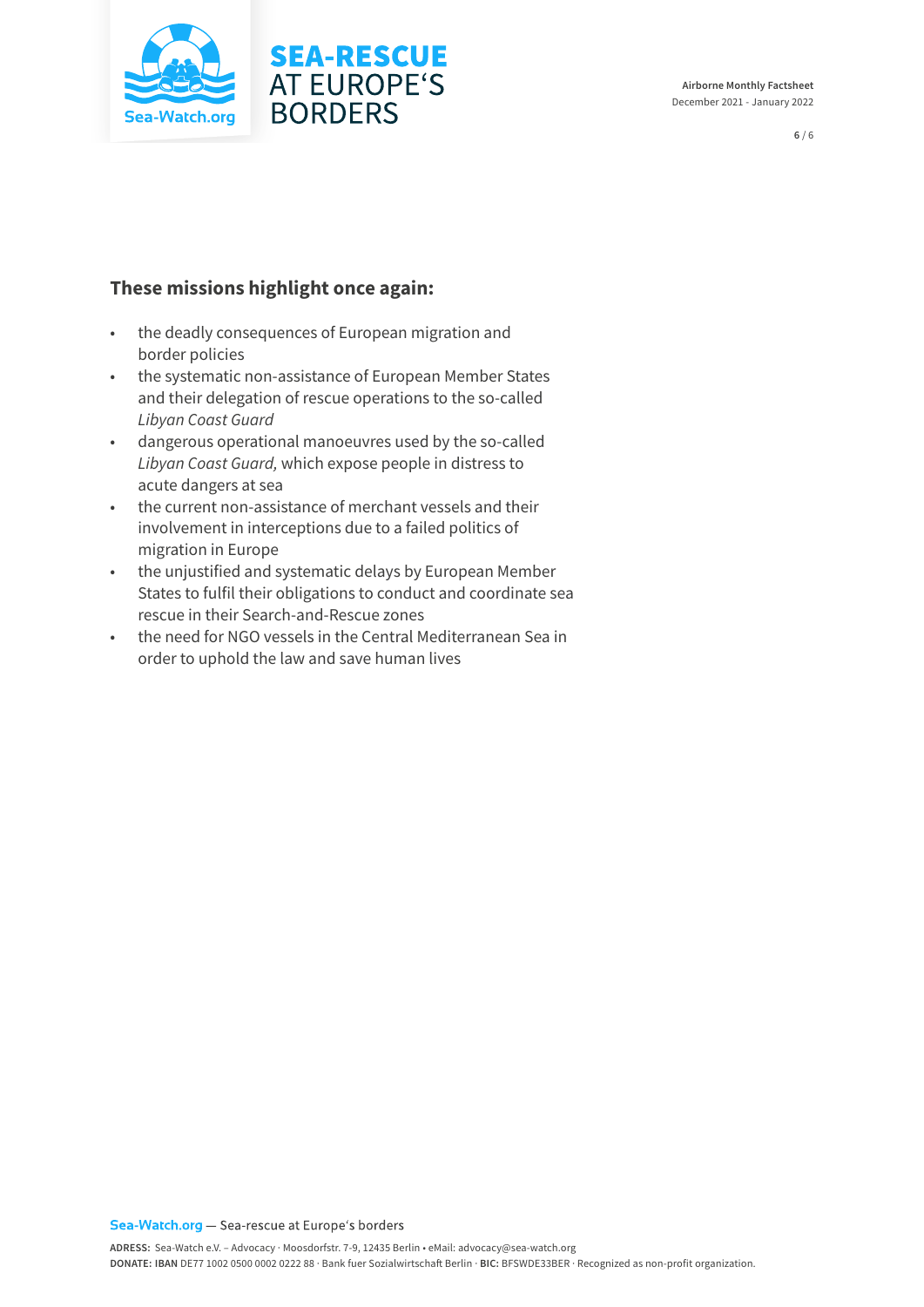## These missions highlight once again:

- the deadly consequences of European migration and border policies
- the systematic non-assistance of European Member States and their delegation of rescue operations to the so-called *Libyan Coast Guard*
- dangerous operational manoeuvres used by the so-called *Libyan Coast Guard,* which expose people in distress to acute dangers at sea
- the current non-assistance of merchant vessels and their involvement in interceptions due to a failed politics of migration in Europe
- the unjustified and systematic delays by European Member States to fulfil their obligations to conduct and coordinate sea rescue in their Search-and-Rescue zones
- the need for NGO vessels in the Central Mediterranean Sea in order to uphold the law and save human lives